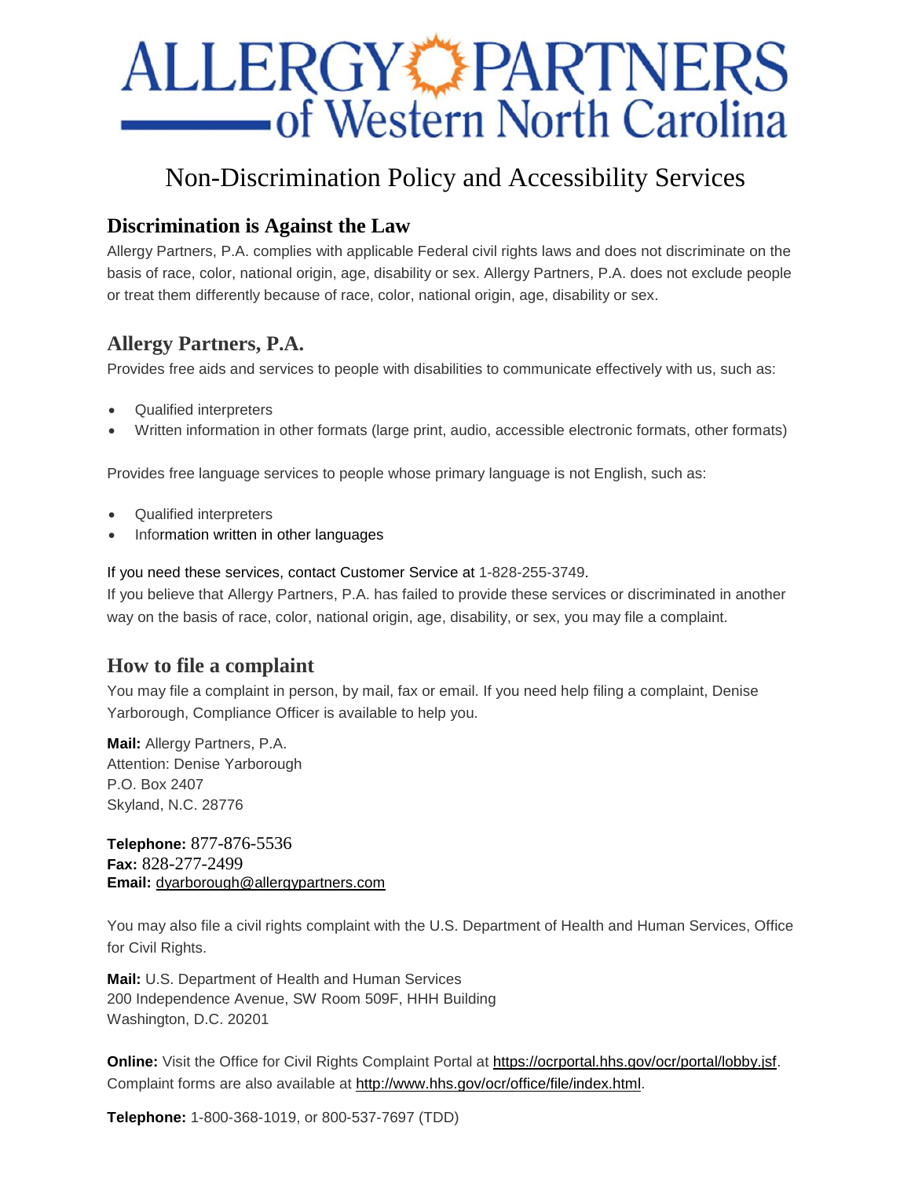# ALLERGY PARTNERS of Western North Carolina

## Non-Discrimination Policy and Accessibility Services

### Discrimination is Against the Law

Allergy Partners, P.A. complies with applicable Federal civil rights laws and does not discriminate on the basis of race, color, national origin, age, disability or sex. Allergy Partners, P.A. does not exclude people or treat them differently because of race, color, national origin, age, disability or sex.

### Allergy Partners, P.A.

Provides free aids and services to people with disabilities to communicate effectively with us, such as:

- Qualified interpreters
- Written information in other formats (large print, audio, accessible electronic formats, other formats)

Provides free language services to people whose primary language is not English, such as:

- Qualified interpreters
- Information written in other languages

If you need these services, contact Customer Service at 1-828-255-3749.
If you believe that Allergy Partners, P.A. has failed to provide these services or discriminated in another way on the basis of race, color, national origin, age, disability, or sex, you may file a complaint.

### How to file a complaint

You may file a complaint in person, by mail, fax or email. If you need help filing a complaint, Denise Yarborough, Compliance Officer is available to help you.

**Mail:** Allergy Partners, P.A.
Attention: Denise Yarborough
P.O. Box 2407
Skyland, N.C. 28776

**Telephone:** 877-876-5536
**Fax:** 828-277-2499
**Email:** dyarborough@allergypartners.com

You may also file a civil rights complaint with the U.S. Department of Health and Human Services, Office for Civil Rights.

**Mail:** U.S. Department of Health and Human Services
200 Independence Avenue, SW Room 509F, HHH Building
Washington, D.C. 20201

**Online:** Visit the Office for Civil Rights Complaint Portal at https://ocrportal.hhs.gov/ocr/portal/lobby.jsf. Complaint forms are also available at http://www.hhs.gov/ocr/office/file/index.html.

**Telephone:** 1-800-368-1019, or 800-537-7697 (TDD)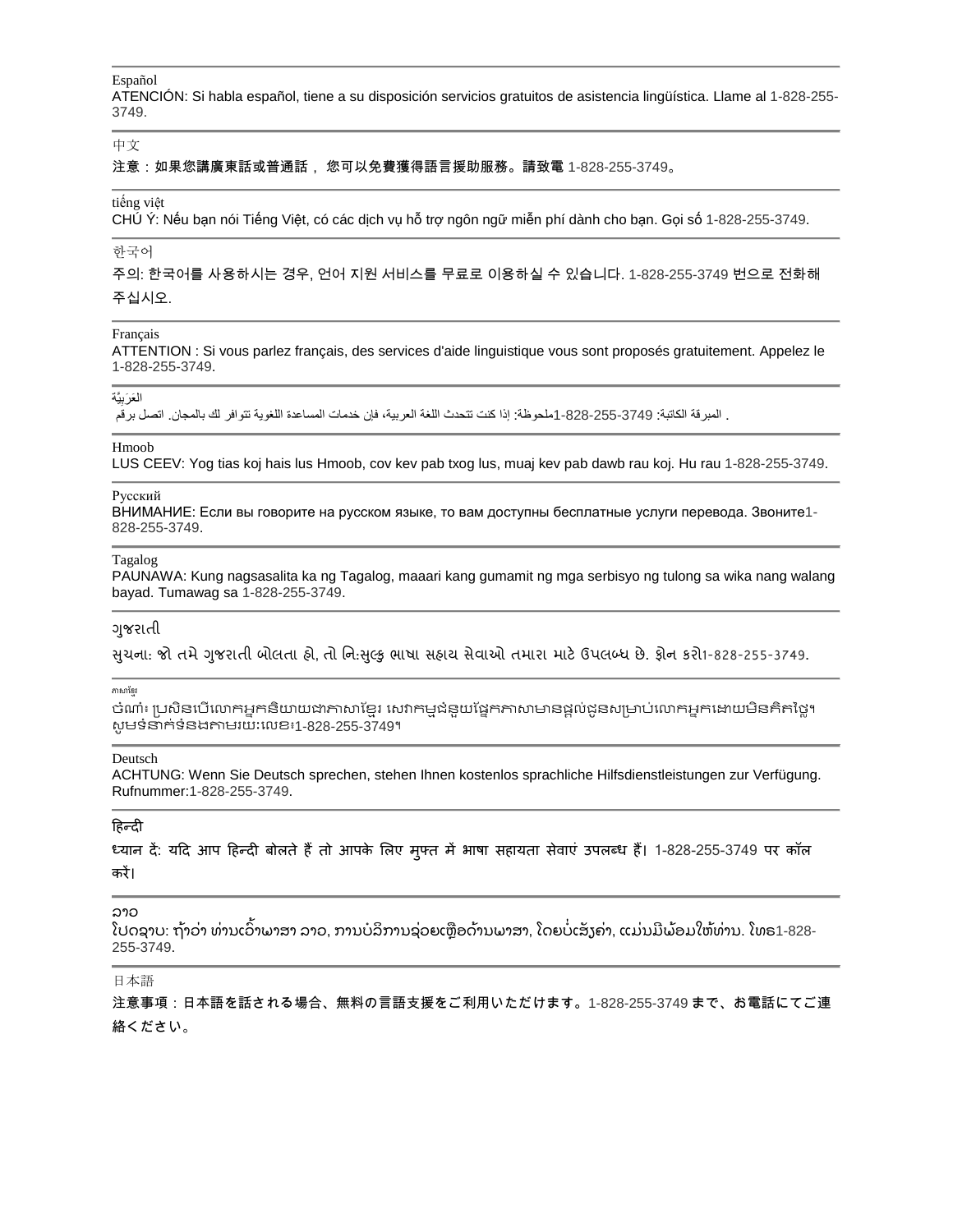Español

ATENCIÓN: Si habla español, tiene a su disposición servicios gratuitos de asistencia lingüística. Llame al 1-828-255-3749.

中文

注意：如果您講廣東話或普通話， 您可以免費獲得語言援助服務。請致電 1-828-255-3749。

tiếng việt

CHÚ Ý: Nếu bạn nói Tiếng Việt, có các dịch vụ hỗ trợ ngôn ngữ miễn phí dành cho bạn. Gọi số 1-828-255-3749.

한국어

주의: 한국어를 사용하시는 경우, 언어 지원 서비스를 무료로 이용하실 수 있습니다. 1-828-255-3749 번으로 전화해 주십시오.

Français

ATTENTION : Si vous parlez français, des services d'aide linguistique vous sont proposés gratuitement. Appelez le 1-828-255-3749.

العَرَبِيَّة

ملحوظة: إذا كنت تتحدث اللغة العربية، فإن خدمات المساعدة اللغوية تتوافر لك بالمجان. اتصل برقم 1-828-255-3749 المبرقة الكاتبة: .

Hmoob

LUS CEEV: Yog tias koj hais lus Hmoob, cov kev pab txog lus, muaj kev pab dawb rau koj. Hu rau 1-828-255-3749.

Русский

ВНИМАНИЕ: Если вы говорите на русском языке, то вам доступны бесплатные услуги перевода. Звоните1-828-255-3749.

Tagalog

PAUNAWA: Kung nagsasalita ka ng Tagalog, maaari kang gumamit ng mga serbisyo ng tulong sa wika nang walang bayad. Tumawag sa 1-828-255-3749.

ગુજરાતી

સુચના: જો તમે ગુજરાતી બોલતા હો, તો નિ:સુલ્ક ભાષા સહાય સેવાઓ તમારા માટે ઉપલબ્ધ છે. ફોન કરો1-828-255-3749.

ភាសាខ្មែរ

ចំណាំ៖ ប្រសិនបើលោកអ្នកនិយាយជាភាសាខ្មែរ សេវាកម្មជំនួយផ្នែកភាសាមានផ្តល់ជូនសម្រាប់លោកអ្នកដោយមិនគិតថ្លៃ។ សូមទំនាក់ទំនងតាមរយៈលេខ៖1-828-255-3749។

Deutsch

ACHTUNG: Wenn Sie Deutsch sprechen, stehen Ihnen kostenlos sprachliche Hilfsdienstleistungen zur Verfügung. Rufnummer:1-828-255-3749.

हिन्दी

ध्यान दें: यदि आप हिन्दी बोलते हैं तो आपके लिए मुफ्त में भाषा सहायता सेवाएं उपलब्ध हैं। 1-828-255-3749 पर कॉल करें।

ລາວ

ໂປດຊາບ: ຖ້າວ່າ ທ່ານເວົ້າພາສາ ລາວ, ການບໍລິການຊ່ວຍເຫຼືອດ້ານພາສາ, ໂດຍບໍ່ເສັງຄ່າ, ແມ່ນມີພ້ອມໃຫ້ທ່ານ. ໂທຣ1-828-255-3749.

日本語

注意事項：日本語を話される場合、無料の言語支援をご利用いただけます。1-828-255-3749 まで、お電話にてご連絡ください。